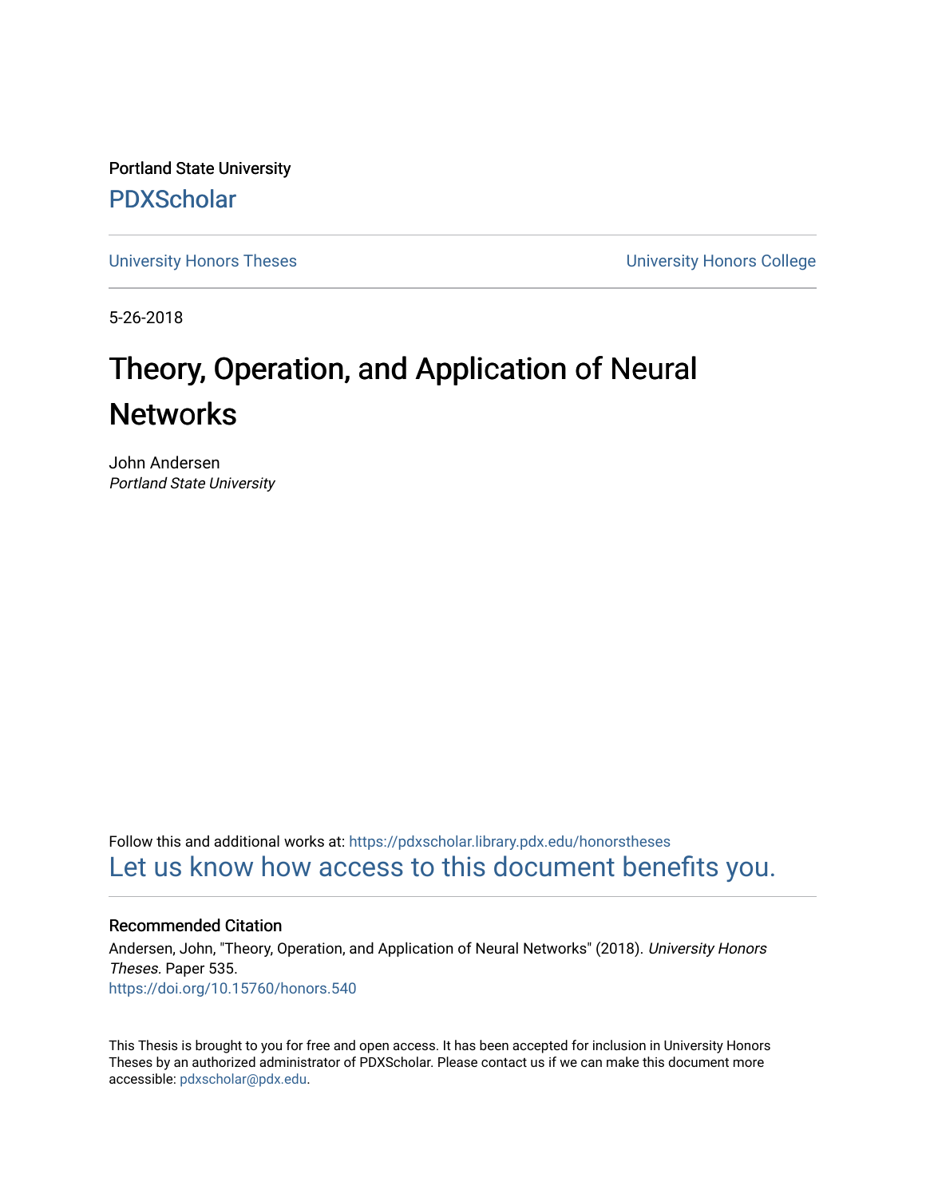Portland State University

PDXScholar

University Honors Theses

University Honors College

5-26-2018

# Theory, Operation, and Application of Neural Networks

John Andersen
*Portland State University*

Follow this and additional works at: https://pdxscholar.library.pdx.edu/honorstheses

Let us know how access to this document benefits you.

## Recommended Citation

Andersen, John, "Theory, Operation, and Application of Neural Networks" (2018). *University Honors Theses.* Paper 535.
https://doi.org/10.15760/honors.540

This Thesis is brought to you for free and open access. It has been accepted for inclusion in University Honors Theses by an authorized administrator of PDXScholar. Please contact us if we can make this document more accessible: pdxscholar@pdx.edu.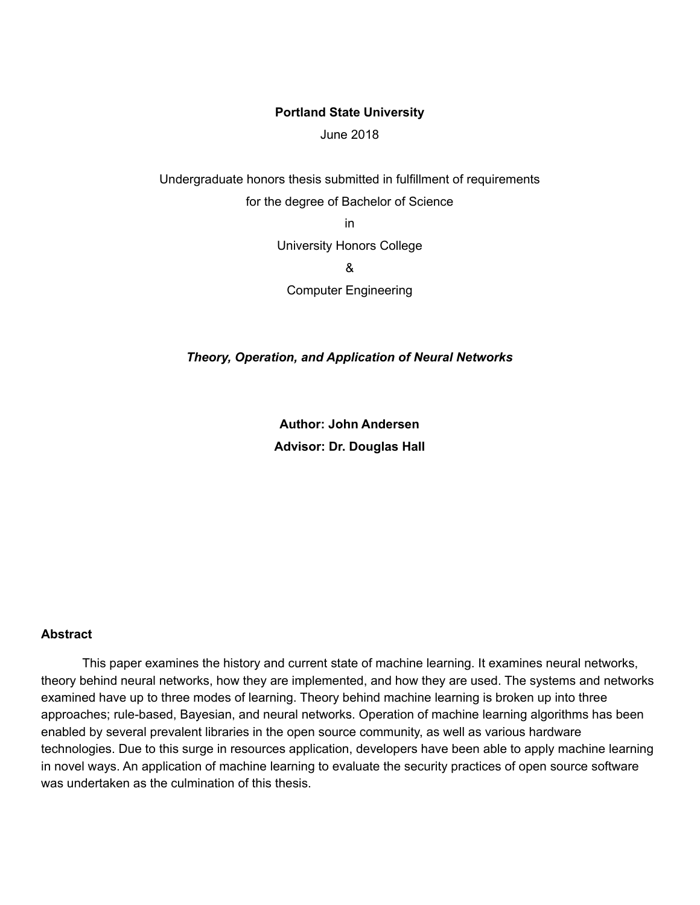**Portland State University**

June 2018

Undergraduate honors thesis submitted in fulfillment of requirements

for the degree of Bachelor of Science

in

University Honors College

&

Computer Engineering

***Theory, Operation, and Application of Neural Networks***

**Author: John Andersen**

**Advisor: Dr. Douglas Hall**

## Abstract

This paper examines the history and current state of machine learning. It examines neural networks, theory behind neural networks, how they are implemented, and how they are used. The systems and networks examined have up to three modes of learning. Theory behind machine learning is broken up into three approaches; rule-based, Bayesian, and neural networks. Operation of machine learning algorithms has been enabled by several prevalent libraries in the open source community, as well as various hardware technologies. Due to this surge in resources application, developers have been able to apply machine learning in novel ways. An application of machine learning to evaluate the security practices of open source software was undertaken as the culmination of this thesis.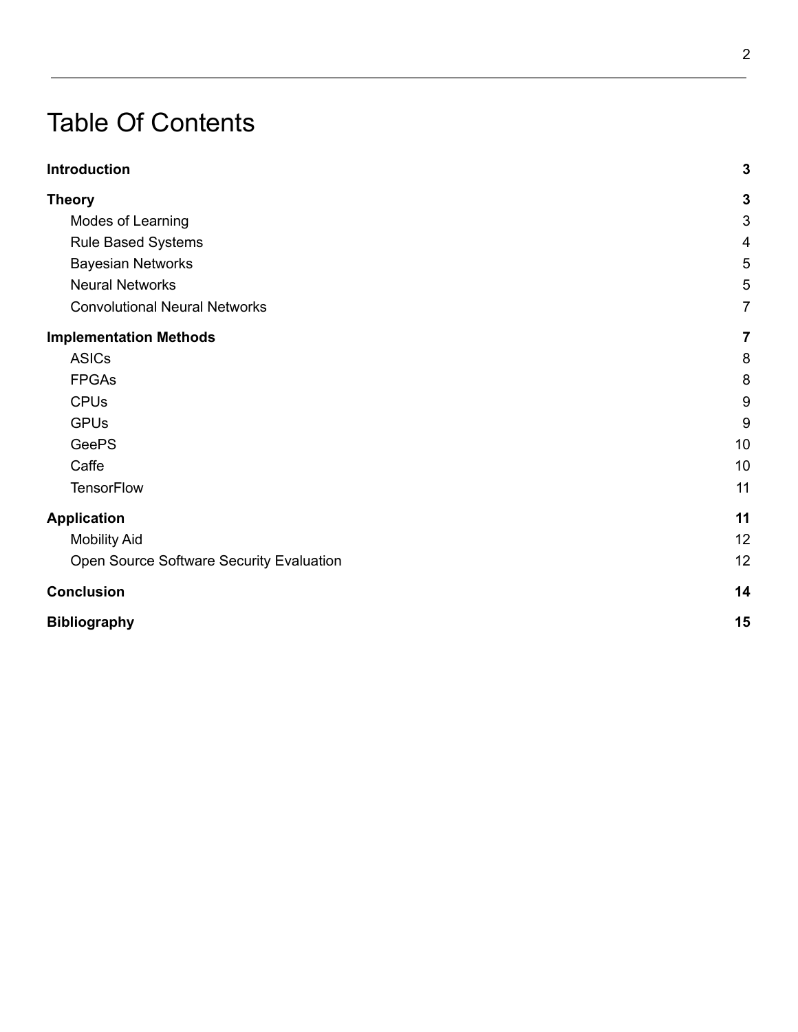# Table Of Contents

| | |
|---|---|
| **Introduction** | **3** |
| **Theory** | **3** |
| Modes of Learning | 3 |
| Rule Based Systems | 4 |
| Bayesian Networks | 5 |
| Neural Networks | 5 |
| Convolutional Neural Networks | 7 |
| **Implementation Methods** | **7** |
| ASICs | 8 |
| FPGAs | 8 |
| CPUs | 9 |
| GPUs | 9 |
| GeePS | 10 |
| Caffe | 10 |
| TensorFlow | 11 |
| **Application** | **11** |
| Mobility Aid | 12 |
| Open Source Software Security Evaluation | 12 |
| **Conclusion** | **14** |
| **Bibliography** | **15** |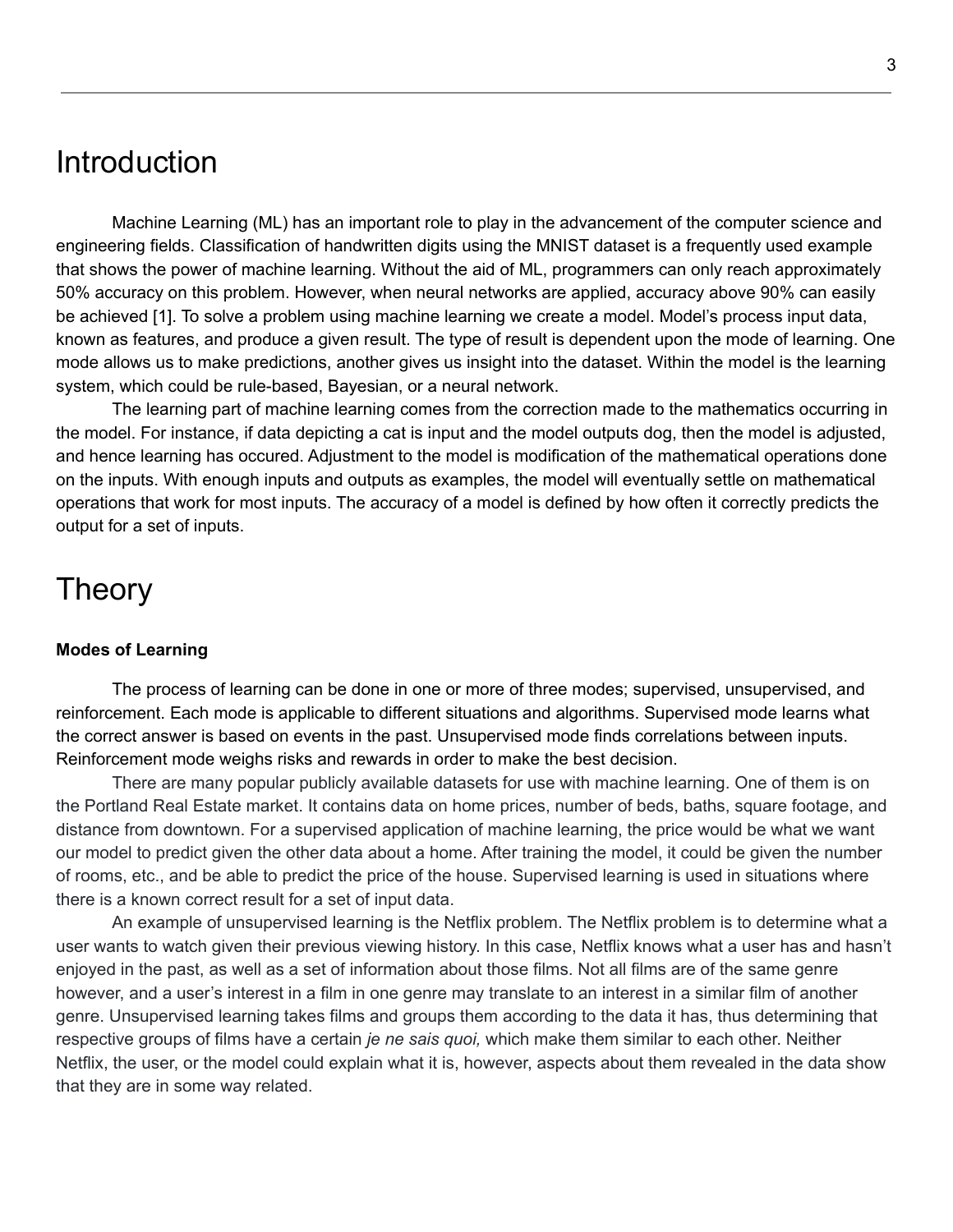# Introduction

Machine Learning (ML) has an important role to play in the advancement of the computer science and engineering fields. Classification of handwritten digits using the MNIST dataset is a frequently used example that shows the power of machine learning. Without the aid of ML, programmers can only reach approximately 50% accuracy on this problem. However, when neural networks are applied, accuracy above 90% can easily be achieved [1]. To solve a problem using machine learning we create a model. Model's process input data, known as features, and produce a given result. The type of result is dependent upon the mode of learning. One mode allows us to make predictions, another gives us insight into the dataset. Within the model is the learning system, which could be rule-based, Bayesian, or a neural network.

The learning part of machine learning comes from the correction made to the mathematics occurring in the model. For instance, if data depicting a cat is input and the model outputs dog, then the model is adjusted, and hence learning has occured. Adjustment to the model is modification of the mathematical operations done on the inputs. With enough inputs and outputs as examples, the model will eventually settle on mathematical operations that work for most inputs. The accuracy of a model is defined by how often it correctly predicts the output for a set of inputs.

# Theory

### Modes of Learning

The process of learning can be done in one or more of three modes; supervised, unsupervised, and reinforcement. Each mode is applicable to different situations and algorithms. Supervised mode learns what the correct answer is based on events in the past. Unsupervised mode finds correlations between inputs. Reinforcement mode weighs risks and rewards in order to make the best decision.

There are many popular publicly available datasets for use with machine learning. One of them is on the Portland Real Estate market. It contains data on home prices, number of beds, baths, square footage, and distance from downtown. For a supervised application of machine learning, the price would be what we want our model to predict given the other data about a home. After training the model, it could be given the number of rooms, etc., and be able to predict the price of the house. Supervised learning is used in situations where there is a known correct result for a set of input data.

An example of unsupervised learning is the Netflix problem. The Netflix problem is to determine what a user wants to watch given their previous viewing history. In this case, Netflix knows what a user has and hasn't enjoyed in the past, as well as a set of information about those films. Not all films are of the same genre however, and a user's interest in a film in one genre may translate to an interest in a similar film of another genre. Unsupervised learning takes films and groups them according to the data it has, thus determining that respective groups of films have a certain *je ne sais quoi,* which make them similar to each other. Neither Netflix, the user, or the model could explain what it is, however, aspects about them revealed in the data show that they are in some way related.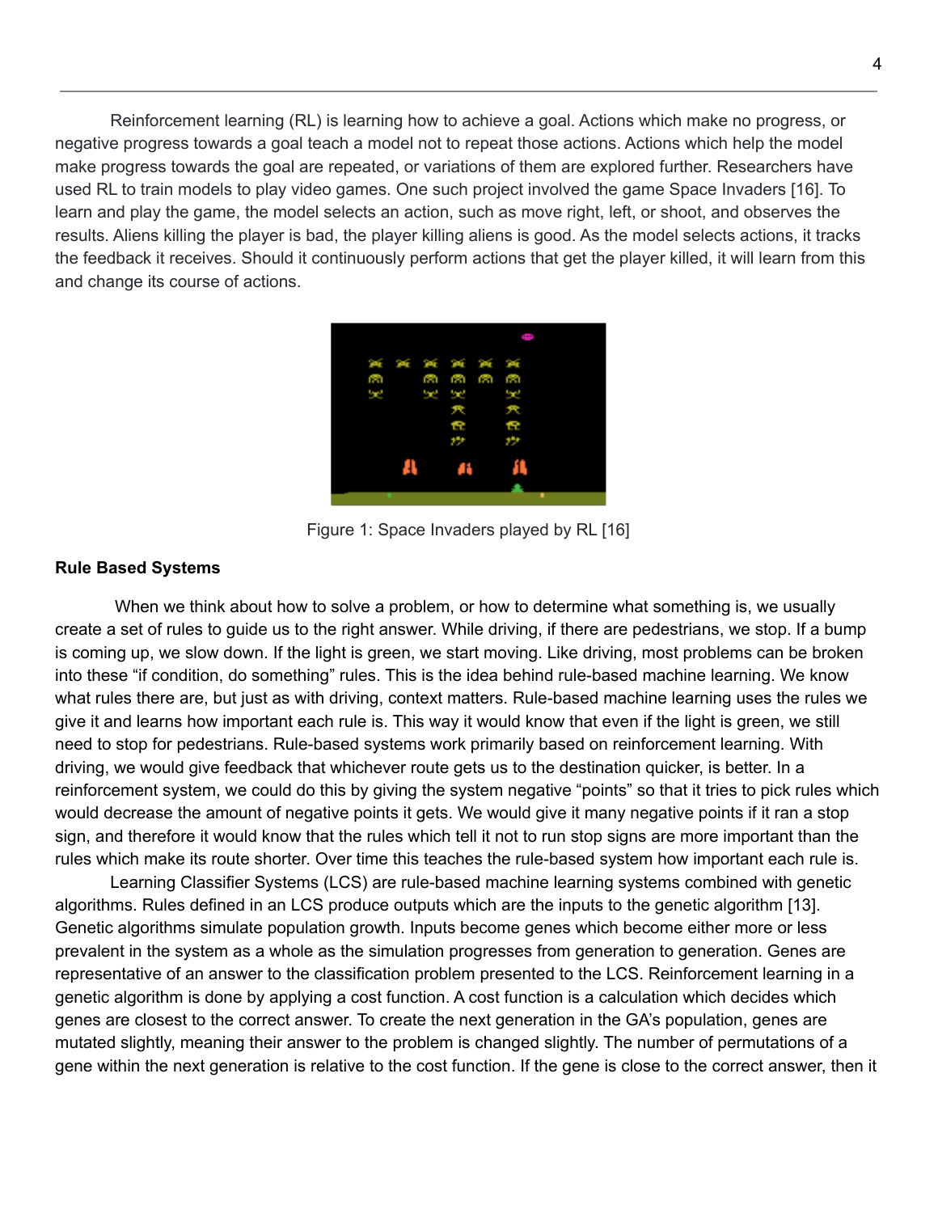Reinforcement learning (RL) is learning how to achieve a goal. Actions which make no progress, or negative progress towards a goal teach a model not to repeat those actions. Actions which help the model make progress towards the goal are repeated, or variations of them are explored further. Researchers have used RL to train models to play video games. One such project involved the game Space Invaders [16]. To learn and play the game, the model selects an action, such as move right, left, or shoot, and observes the results. Aliens killing the player is bad, the player killing aliens is good. As the model selects actions, it tracks the feedback it receives. Should it continuously perform actions that get the player killed, it will learn from this and change its course of actions.

Figure 1: Space Invaders played by RL [16]

**Rule Based Systems**

When we think about how to solve a problem, or how to determine what something is, we usually create a set of rules to guide us to the right answer. While driving, if there are pedestrians, we stop. If a bump is coming up, we slow down. If the light is green, we start moving. Like driving, most problems can be broken into these "if condition, do something" rules. This is the idea behind rule-based machine learning. We know what rules there are, but just as with driving, context matters. Rule-based machine learning uses the rules we give it and learns how important each rule is. This way it would know that even if the light is green, we still need to stop for pedestrians. Rule-based systems work primarily based on reinforcement learning. With driving, we would give feedback that whichever route gets us to the destination quicker, is better. In a reinforcement system, we could do this by giving the system negative "points" so that it tries to pick rules which would decrease the amount of negative points it gets. We would give it many negative points if it ran a stop sign, and therefore it would know that the rules which tell it not to run stop signs are more important than the rules which make its route shorter. Over time this teaches the rule-based system how important each rule is.

Learning Classifier Systems (LCS) are rule-based machine learning systems combined with genetic algorithms. Rules defined in an LCS produce outputs which are the inputs to the genetic algorithm [13]. Genetic algorithms simulate population growth. Inputs become genes which become either more or less prevalent in the system as a whole as the simulation progresses from generation to generation. Genes are representative of an answer to the classification problem presented to the LCS. Reinforcement learning in a genetic algorithm is done by applying a cost function. A cost function is a calculation which decides which genes are closest to the correct answer. To create the next generation in the GA's population, genes are mutated slightly, meaning their answer to the problem is changed slightly. The number of permutations of a gene within the next generation is relative to the cost function. If the gene is close to the correct answer, then it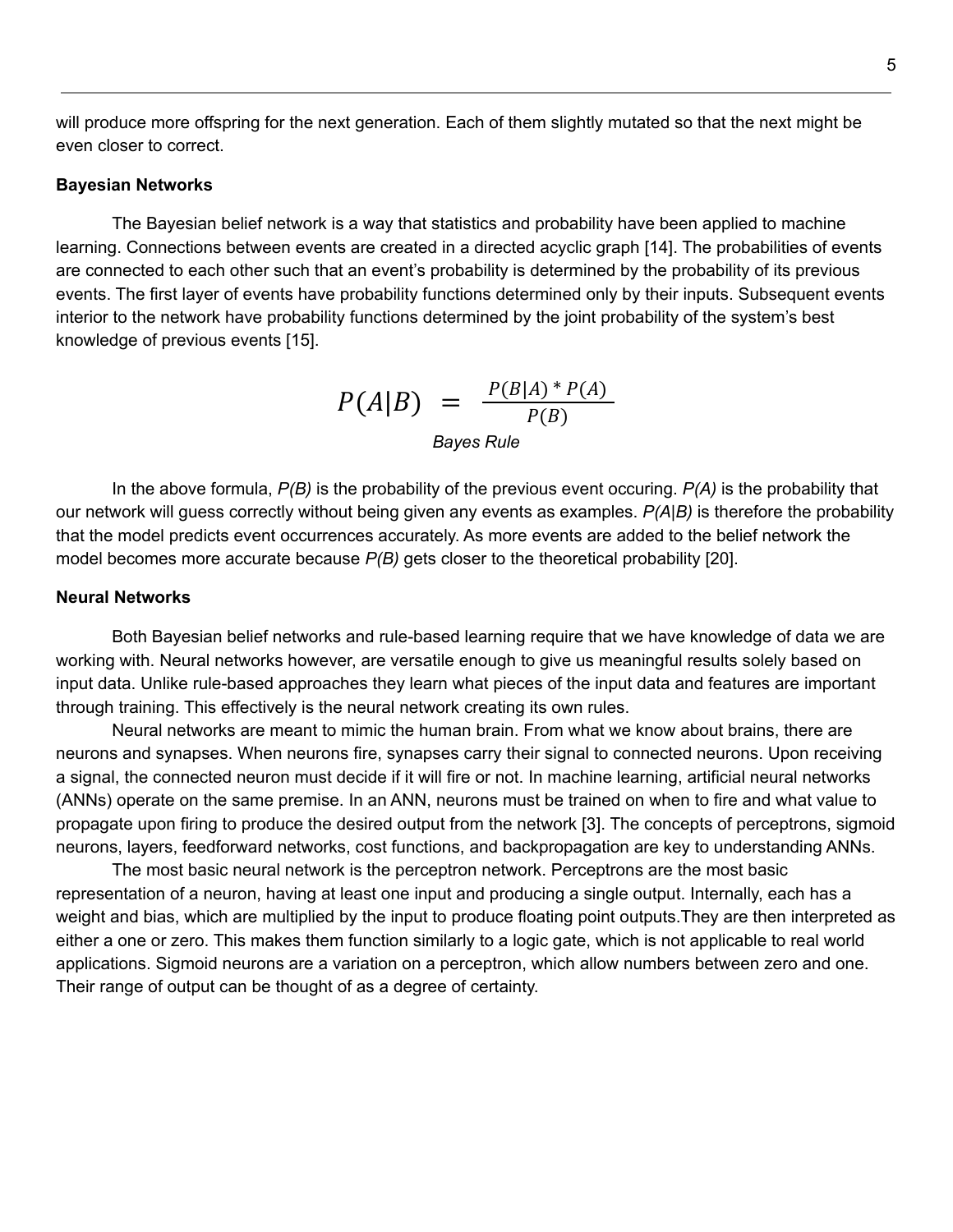will produce more offspring for the next generation. Each of them slightly mutated so that the next might be even closer to correct.

**Bayesian Networks**

The Bayesian belief network is a way that statistics and probability have been applied to machine learning. Connections between events are created in a directed acyclic graph [14]. The probabilities of events are connected to each other such that an event's probability is determined by the probability of its previous events. The first layer of events have probability functions determined only by their inputs. Subsequent events interior to the network have probability functions determined by the joint probability of the system's best knowledge of previous events [15].

$$P(A|B) = \frac{P(B|A) * P(A)}{P(B)}$$

*Bayes Rule*

In the above formula, *P(B)* is the probability of the previous event occuring. *P(A)* is the probability that our network will guess correctly without being given any events as examples. *P(A|B)* is therefore the probability that the model predicts event occurrences accurately. As more events are added to the belief network the model becomes more accurate because *P(B)* gets closer to the theoretical probability [20].

**Neural Networks**

Both Bayesian belief networks and rule-based learning require that we have knowledge of data we are working with. Neural networks however, are versatile enough to give us meaningful results solely based on input data. Unlike rule-based approaches they learn what pieces of the input data and features are important through training. This effectively is the neural network creating its own rules.

Neural networks are meant to mimic the human brain. From what we know about brains, there are neurons and synapses. When neurons fire, synapses carry their signal to connected neurons. Upon receiving a signal, the connected neuron must decide if it will fire or not. In machine learning, artificial neural networks (ANNs) operate on the same premise. In an ANN, neurons must be trained on when to fire and what value to propagate upon firing to produce the desired output from the network [3]. The concepts of perceptrons, sigmoid neurons, layers, feedforward networks, cost functions, and backpropagation are key to understanding ANNs.

The most basic neural network is the perceptron network. Perceptrons are the most basic representation of a neuron, having at least one input and producing a single output. Internally, each has a weight and bias, which are multiplied by the input to produce floating point outputs.They are then interpreted as either a one or zero. This makes them function similarly to a logic gate, which is not applicable to real world applications. Sigmoid neurons are a variation on a perceptron, which allow numbers between zero and one. Their range of output can be thought of as a degree of certainty.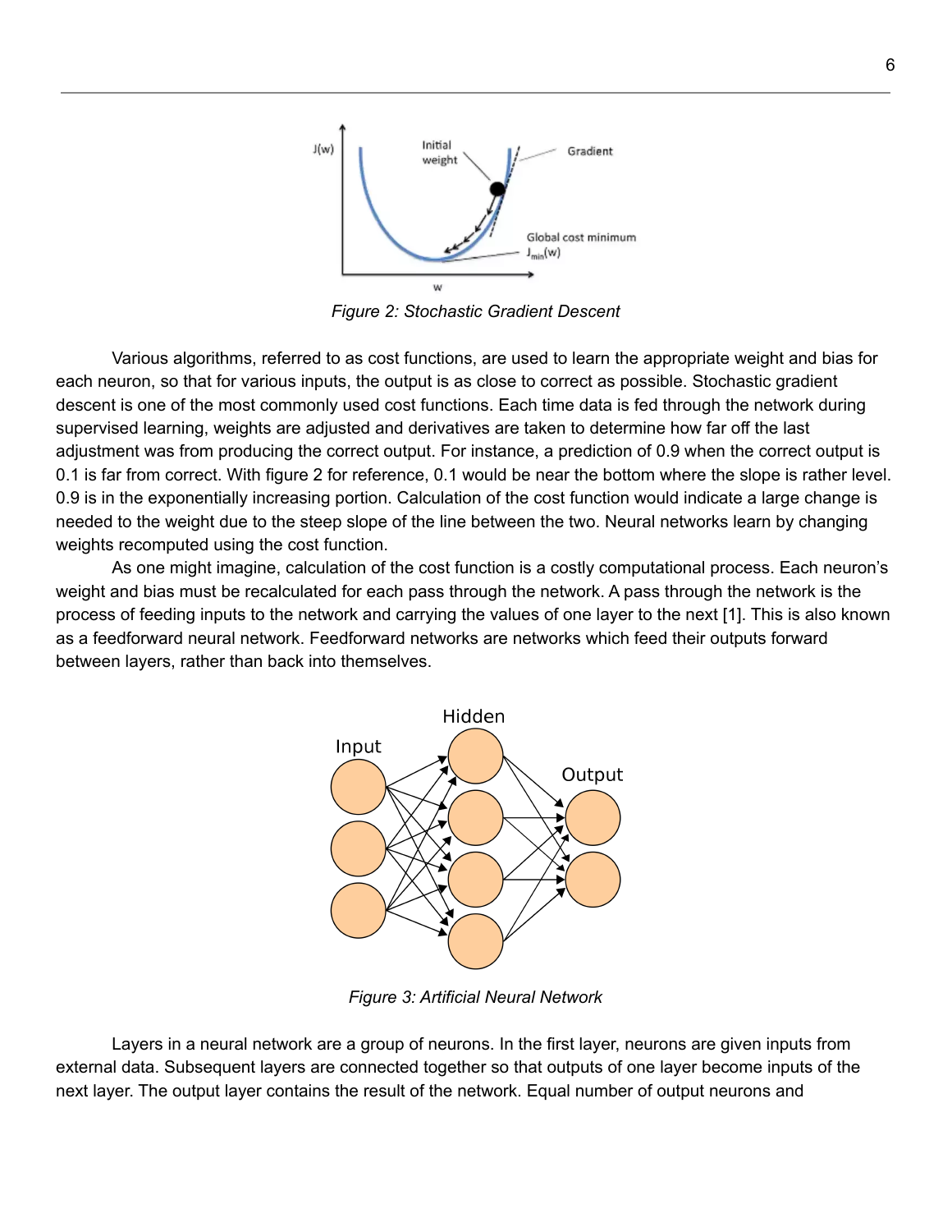*Figure 2: Stochastic Gradient Descent*

Various algorithms, referred to as cost functions, are used to learn the appropriate weight and bias for each neuron, so that for various inputs, the output is as close to correct as possible. Stochastic gradient descent is one of the most commonly used cost functions. Each time data is fed through the network during supervised learning, weights are adjusted and derivatives are taken to determine how far off the last adjustment was from producing the correct output. For instance, a prediction of 0.9 when the correct output is 0.1 is far from correct. With figure 2 for reference, 0.1 would be near the bottom where the slope is rather level. 0.9 is in the exponentially increasing portion. Calculation of the cost function would indicate a large change is needed to the weight due to the steep slope of the line between the two. Neural networks learn by changing weights recomputed using the cost function.

As one might imagine, calculation of the cost function is a costly computational process. Each neuron's weight and bias must be recalculated for each pass through the network. A pass through the network is the process of feeding inputs to the network and carrying the values of one layer to the next [1]. This is also known as a feedforward neural network. Feedforward networks are networks which feed their outputs forward between layers, rather than back into themselves.

*Figure 3: Artificial Neural Network*

Layers in a neural network are a group of neurons. In the first layer, neurons are given inputs from external data. Subsequent layers are connected together so that outputs of one layer become inputs of the next layer. The output layer contains the result of the network. Equal number of output neurons and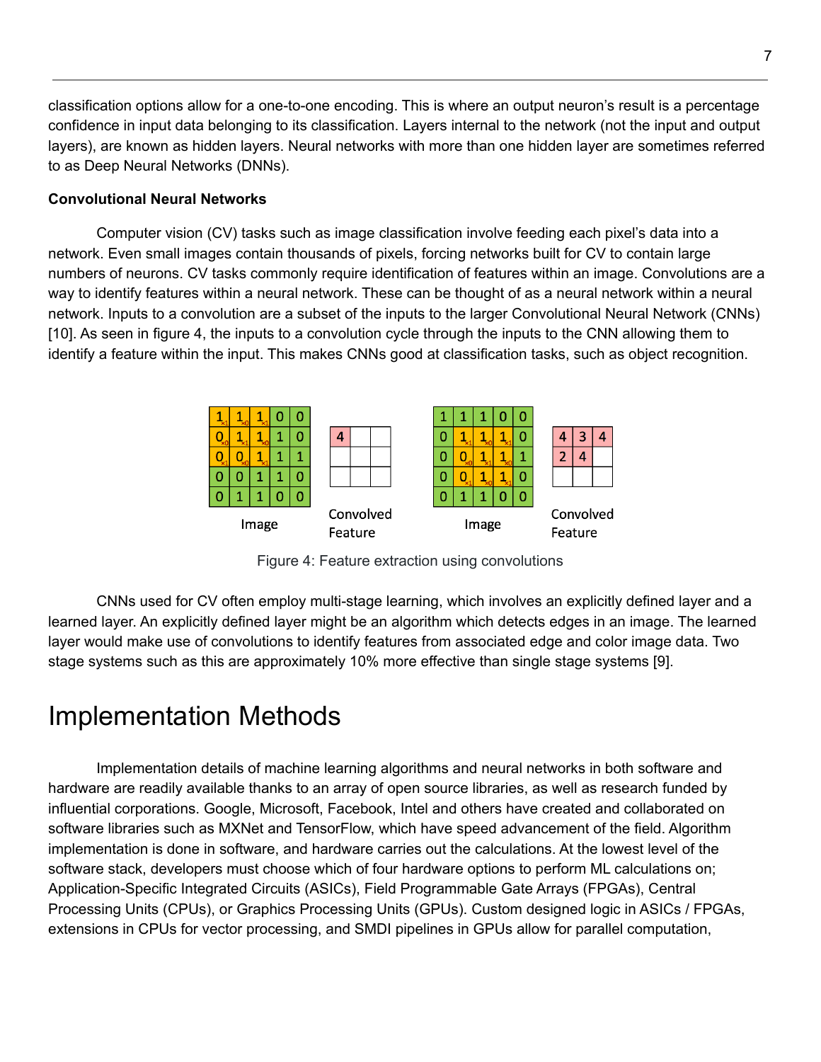classification options allow for a one-to-one encoding. This is where an output neuron's result is a percentage confidence in input data belonging to its classification. Layers internal to the network (not the input and output layers), are known as hidden layers. Neural networks with more than one hidden layer are sometimes referred to as Deep Neural Networks (DNNs).

**Convolutional Neural Networks**

Computer vision (CV) tasks such as image classification involve feeding each pixel's data into a network. Even small images contain thousands of pixels, forcing networks built for CV to contain large numbers of neurons. CV tasks commonly require identification of features within an image. Convolutions are a way to identify features within a neural network. These can be thought of as a neural network within a neural network. Inputs to a convolution are a subset of the inputs to the larger Convolutional Neural Network (CNNs) [10]. As seen in figure 4, the inputs to a convolution cycle through the inputs to the CNN allowing them to identify a feature within the input. This makes CNNs good at classification tasks, such as object recognition.

Figure 4: Feature extraction using convolutions

CNNs used for CV often employ multi-stage learning, which involves an explicitly defined layer and a learned layer. An explicitly defined layer might be an algorithm which detects edges in an image. The learned layer would make use of convolutions to identify features from associated edge and color image data. Two stage systems such as this are approximately 10% more effective than single stage systems [9].

# Implementation Methods

Implementation details of machine learning algorithms and neural networks in both software and hardware are readily available thanks to an array of open source libraries, as well as research funded by influential corporations. Google, Microsoft, Facebook, Intel and others have created and collaborated on software libraries such as MXNet and TensorFlow, which have speed advancement of the field. Algorithm implementation is done in software, and hardware carries out the calculations. At the lowest level of the software stack, developers must choose which of four hardware options to perform ML calculations on; Application-Specific Integrated Circuits (ASICs), Field Programmable Gate Arrays (FPGAs), Central Processing Units (CPUs), or Graphics Processing Units (GPUs). Custom designed logic in ASICs / FPGAs, extensions in CPUs for vector processing, and SMDI pipelines in GPUs allow for parallel computation,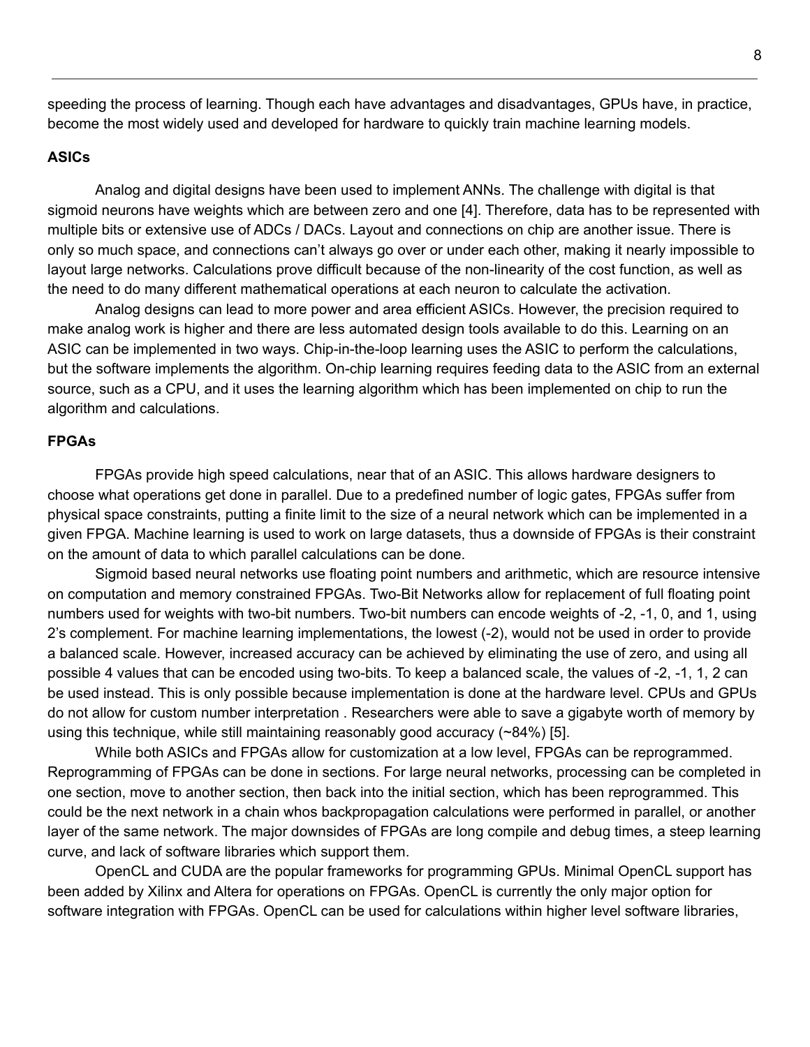speeding the process of learning. Though each have advantages and disadvantages, GPUs have, in practice, become the most widely used and developed for hardware to quickly train machine learning models.

**ASICs**

Analog and digital designs have been used to implement ANNs. The challenge with digital is that sigmoid neurons have weights which are between zero and one [4]. Therefore, data has to be represented with multiple bits or extensive use of ADCs / DACs. Layout and connections on chip are another issue. There is only so much space, and connections can't always go over or under each other, making it nearly impossible to layout large networks. Calculations prove difficult because of the non-linearity of the cost function, as well as the need to do many different mathematical operations at each neuron to calculate the activation.

Analog designs can lead to more power and area efficient ASICs. However, the precision required to make analog work is higher and there are less automated design tools available to do this. Learning on an ASIC can be implemented in two ways. Chip-in-the-loop learning uses the ASIC to perform the calculations, but the software implements the algorithm. On-chip learning requires feeding data to the ASIC from an external source, such as a CPU, and it uses the learning algorithm which has been implemented on chip to run the algorithm and calculations.

**FPGAs**

FPGAs provide high speed calculations, near that of an ASIC. This allows hardware designers to choose what operations get done in parallel. Due to a predefined number of logic gates, FPGAs suffer from physical space constraints, putting a finite limit to the size of a neural network which can be implemented in a given FPGA. Machine learning is used to work on large datasets, thus a downside of FPGAs is their constraint on the amount of data to which parallel calculations can be done.

Sigmoid based neural networks use floating point numbers and arithmetic, which are resource intensive on computation and memory constrained FPGAs. Two-Bit Networks allow for replacement of full floating point numbers used for weights with two-bit numbers. Two-bit numbers can encode weights of -2, -1, 0, and 1, using 2's complement. For machine learning implementations, the lowest (-2), would not be used in order to provide a balanced scale. However, increased accuracy can be achieved by eliminating the use of zero, and using all possible 4 values that can be encoded using two-bits. To keep a balanced scale, the values of -2, -1, 1, 2 can be used instead. This is only possible because implementation is done at the hardware level. CPUs and GPUs do not allow for custom number interpretation . Researchers were able to save a gigabyte worth of memory by using this technique, while still maintaining reasonably good accuracy (~84%) [5].

While both ASICs and FPGAs allow for customization at a low level, FPGAs can be reprogrammed. Reprogramming of FPGAs can be done in sections. For large neural networks, processing can be completed in one section, move to another section, then back into the initial section, which has been reprogrammed. This could be the next network in a chain whos backpropagation calculations were performed in parallel, or another layer of the same network. The major downsides of FPGAs are long compile and debug times, a steep learning curve, and lack of software libraries which support them.

OpenCL and CUDA are the popular frameworks for programming GPUs. Minimal OpenCL support has been added by Xilinx and Altera for operations on FPGAs. OpenCL is currently the only major option for software integration with FPGAs. OpenCL can be used for calculations within higher level software libraries,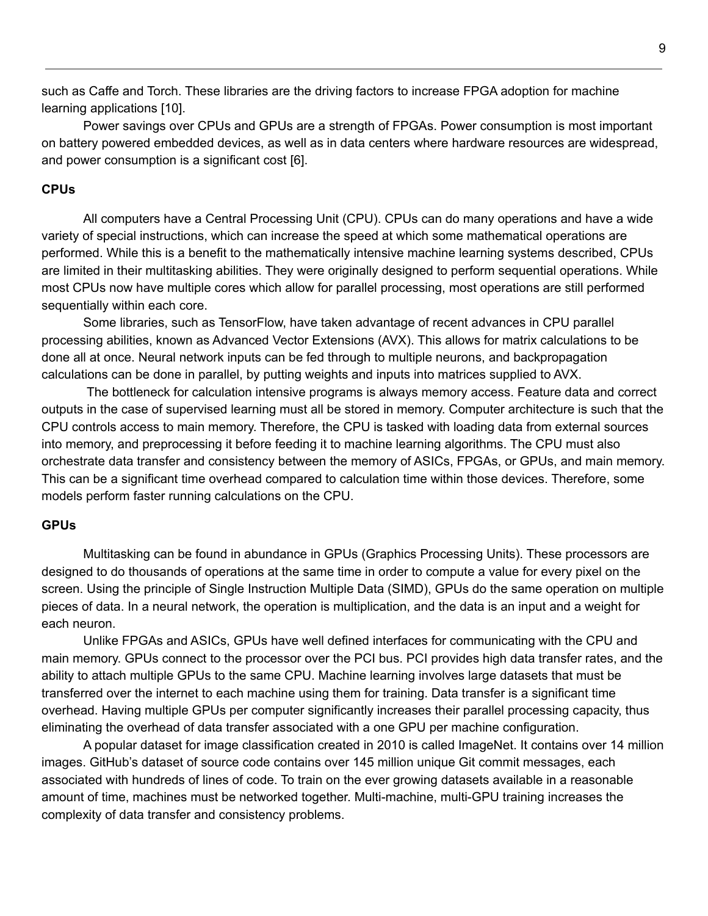such as Caffe and Torch. These libraries are the driving factors to increase FPGA adoption for machine learning applications [10].

Power savings over CPUs and GPUs are a strength of FPGAs. Power consumption is most important on battery powered embedded devices, as well as in data centers where hardware resources are widespread, and power consumption is a significant cost [6].

**CPUs**

All computers have a Central Processing Unit (CPU). CPUs can do many operations and have a wide variety of special instructions, which can increase the speed at which some mathematical operations are performed. While this is a benefit to the mathematically intensive machine learning systems described, CPUs are limited in their multitasking abilities. They were originally designed to perform sequential operations. While most CPUs now have multiple cores which allow for parallel processing, most operations are still performed sequentially within each core.

Some libraries, such as TensorFlow, have taken advantage of recent advances in CPU parallel processing abilities, known as Advanced Vector Extensions (AVX). This allows for matrix calculations to be done all at once. Neural network inputs can be fed through to multiple neurons, and backpropagation calculations can be done in parallel, by putting weights and inputs into matrices supplied to AVX.

The bottleneck for calculation intensive programs is always memory access. Feature data and correct outputs in the case of supervised learning must all be stored in memory. Computer architecture is such that the CPU controls access to main memory. Therefore, the CPU is tasked with loading data from external sources into memory, and preprocessing it before feeding it to machine learning algorithms. The CPU must also orchestrate data transfer and consistency between the memory of ASICs, FPGAs, or GPUs, and main memory. This can be a significant time overhead compared to calculation time within those devices. Therefore, some models perform faster running calculations on the CPU.

**GPUs**

Multitasking can be found in abundance in GPUs (Graphics Processing Units). These processors are designed to do thousands of operations at the same time in order to compute a value for every pixel on the screen. Using the principle of Single Instruction Multiple Data (SIMD), GPUs do the same operation on multiple pieces of data. In a neural network, the operation is multiplication, and the data is an input and a weight for each neuron.

Unlike FPGAs and ASICs, GPUs have well defined interfaces for communicating with the CPU and main memory. GPUs connect to the processor over the PCI bus. PCI provides high data transfer rates, and the ability to attach multiple GPUs to the same CPU. Machine learning involves large datasets that must be transferred over the internet to each machine using them for training. Data transfer is a significant time overhead. Having multiple GPUs per computer significantly increases their parallel processing capacity, thus eliminating the overhead of data transfer associated with a one GPU per machine configuration.

A popular dataset for image classification created in 2010 is called ImageNet. It contains over 14 million images. GitHub's dataset of source code contains over 145 million unique Git commit messages, each associated with hundreds of lines of code. To train on the ever growing datasets available in a reasonable amount of time, machines must be networked together. Multi-machine, multi-GPU training increases the complexity of data transfer and consistency problems.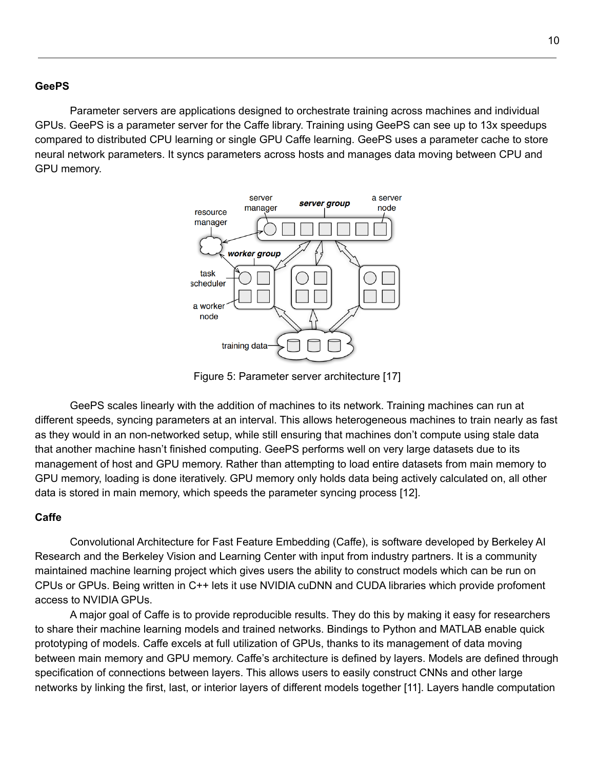### GeePS

Parameter servers are applications designed to orchestrate training across machines and individual GPUs. GeePS is a parameter server for the Caffe library. Training using GeePS can see up to 13x speedups compared to distributed CPU learning or single GPU Caffe learning. GeePS uses a parameter cache to store neural network parameters. It syncs parameters across hosts and manages data moving between CPU and GPU memory.

Figure 5: Parameter server architecture [17]

GeePS scales linearly with the addition of machines to its network. Training machines can run at different speeds, syncing parameters at an interval. This allows heterogeneous machines to train nearly as fast as they would in an non-networked setup, while still ensuring that machines don't compute using stale data that another machine hasn't finished computing. GeePS performs well on very large datasets due to its management of host and GPU memory. Rather than attempting to load entire datasets from main memory to GPU memory, loading is done iteratively. GPU memory only holds data being actively calculated on, all other data is stored in main memory, which speeds the parameter syncing process [12].

### Caffe

Convolutional Architecture for Fast Feature Embedding (Caffe), is software developed by Berkeley AI Research and the Berkeley Vision and Learning Center with input from industry partners. It is a community maintained machine learning project which gives users the ability to construct models which can be run on CPUs or GPUs. Being written in C++ lets it use NVIDIA cuDNN and CUDA libraries which provide profoment access to NVIDIA GPUs.

A major goal of Caffe is to provide reproducible results. They do this by making it easy for researchers to share their machine learning models and trained networks. Bindings to Python and MATLAB enable quick prototyping of models. Caffe excels at full utilization of GPUs, thanks to its management of data moving between main memory and GPU memory. Caffe's architecture is defined by layers. Models are defined through specification of connections between layers. This allows users to easily construct CNNs and other large networks by linking the first, last, or interior layers of different models together [11]. Layers handle computation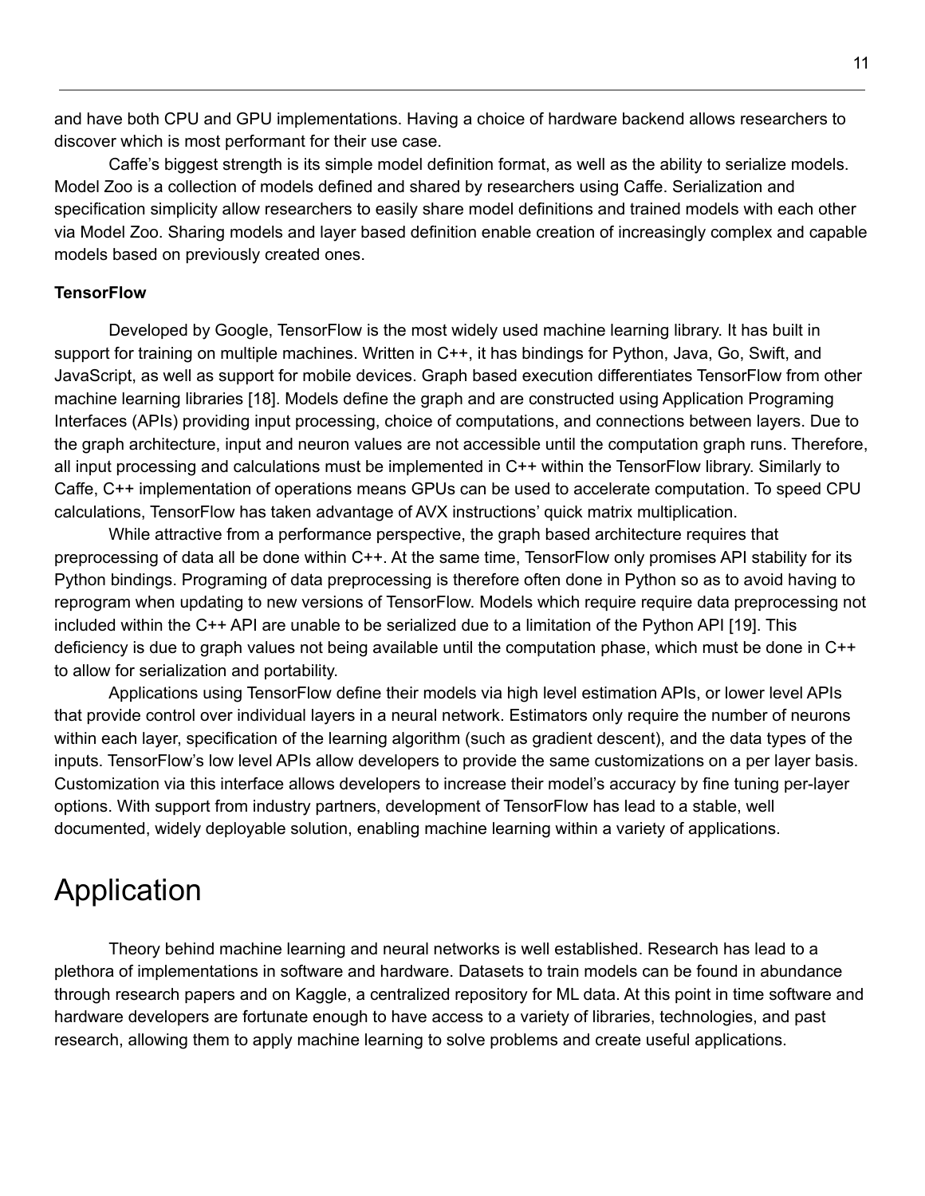and have both CPU and GPU implementations. Having a choice of hardware backend allows researchers to discover which is most performant for their use case.

Caffe's biggest strength is its simple model definition format, as well as the ability to serialize models. Model Zoo is a collection of models defined and shared by researchers using Caffe. Serialization and specification simplicity allow researchers to easily share model definitions and trained models with each other via Model Zoo. Sharing models and layer based definition enable creation of increasingly complex and capable models based on previously created ones.

**TensorFlow**

Developed by Google, TensorFlow is the most widely used machine learning library. It has built in support for training on multiple machines. Written in C++, it has bindings for Python, Java, Go, Swift, and JavaScript, as well as support for mobile devices. Graph based execution differentiates TensorFlow from other machine learning libraries [18]. Models define the graph and are constructed using Application Programing Interfaces (APIs) providing input processing, choice of computations, and connections between layers. Due to the graph architecture, input and neuron values are not accessible until the computation graph runs. Therefore, all input processing and calculations must be implemented in C++ within the TensorFlow library. Similarly to Caffe, C++ implementation of operations means GPUs can be used to accelerate computation. To speed CPU calculations, TensorFlow has taken advantage of AVX instructions' quick matrix multiplication.

While attractive from a performance perspective, the graph based architecture requires that preprocessing of data all be done within C++. At the same time, TensorFlow only promises API stability for its Python bindings. Programing of data preprocessing is therefore often done in Python so as to avoid having to reprogram when updating to new versions of TensorFlow. Models which require require data preprocessing not included within the C++ API are unable to be serialized due to a limitation of the Python API [19]. This deficiency is due to graph values not being available until the computation phase, which must be done in C++ to allow for serialization and portability.

Applications using TensorFlow define their models via high level estimation APIs, or lower level APIs that provide control over individual layers in a neural network. Estimators only require the number of neurons within each layer, specification of the learning algorithm (such as gradient descent), and the data types of the inputs. TensorFlow's low level APIs allow developers to provide the same customizations on a per layer basis. Customization via this interface allows developers to increase their model's accuracy by fine tuning per-layer options. With support from industry partners, development of TensorFlow has lead to a stable, well documented, widely deployable solution, enabling machine learning within a variety of applications.

# Application

Theory behind machine learning and neural networks is well established. Research has lead to a plethora of implementations in software and hardware. Datasets to train models can be found in abundance through research papers and on Kaggle, a centralized repository for ML data. At this point in time software and hardware developers are fortunate enough to have access to a variety of libraries, technologies, and past research, allowing them to apply machine learning to solve problems and create useful applications.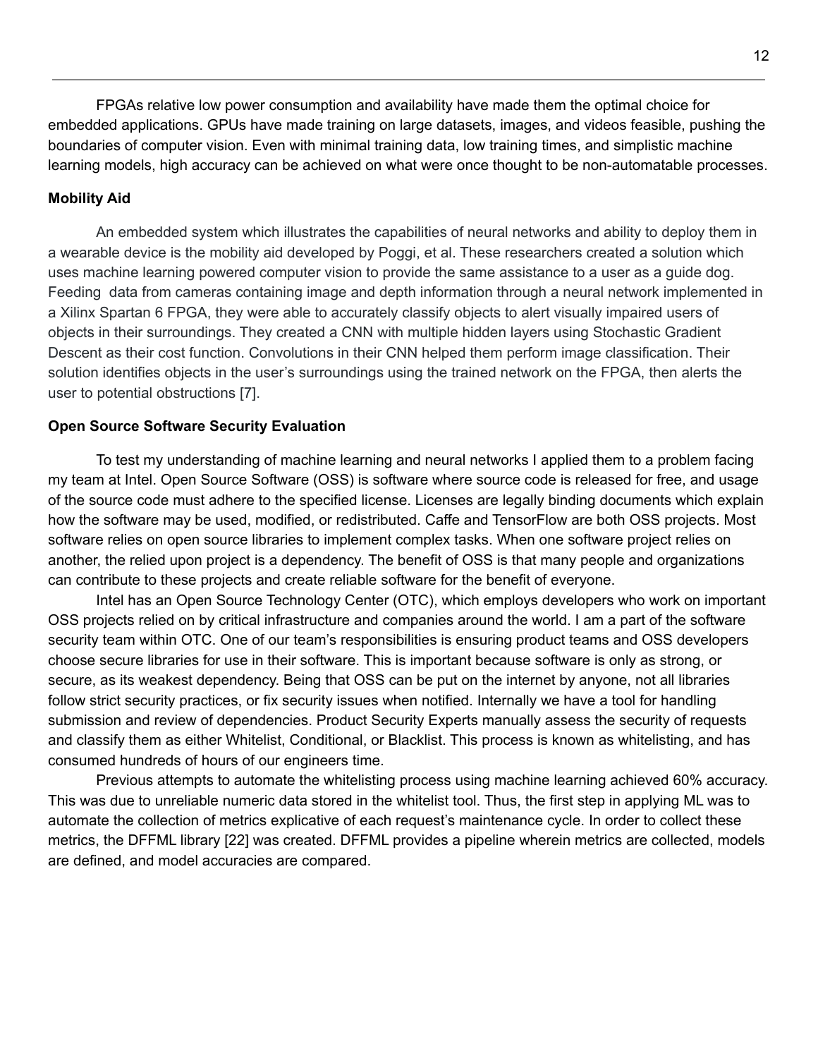FPGAs relative low power consumption and availability have made them the optimal choice for embedded applications. GPUs have made training on large datasets, images, and videos feasible, pushing the boundaries of computer vision. Even with minimal training data, low training times, and simplistic machine learning models, high accuracy can be achieved on what were once thought to be non-automatable processes.

**Mobility Aid**

An embedded system which illustrates the capabilities of neural networks and ability to deploy them in a wearable device is the mobility aid developed by Poggi, et al. These researchers created a solution which uses machine learning powered computer vision to provide the same assistance to a user as a guide dog. Feeding data from cameras containing image and depth information through a neural network implemented in a Xilinx Spartan 6 FPGA, they were able to accurately classify objects to alert visually impaired users of objects in their surroundings. They created a CNN with multiple hidden layers using Stochastic Gradient Descent as their cost function. Convolutions in their CNN helped them perform image classification. Their solution identifies objects in the user's surroundings using the trained network on the FPGA, then alerts the user to potential obstructions [7].

**Open Source Software Security Evaluation**

To test my understanding of machine learning and neural networks I applied them to a problem facing my team at Intel. Open Source Software (OSS) is software where source code is released for free, and usage of the source code must adhere to the specified license. Licenses are legally binding documents which explain how the software may be used, modified, or redistributed. Caffe and TensorFlow are both OSS projects. Most software relies on open source libraries to implement complex tasks. When one software project relies on another, the relied upon project is a dependency. The benefit of OSS is that many people and organizations can contribute to these projects and create reliable software for the benefit of everyone.

Intel has an Open Source Technology Center (OTC), which employs developers who work on important OSS projects relied on by critical infrastructure and companies around the world. I am a part of the software security team within OTC. One of our team's responsibilities is ensuring product teams and OSS developers choose secure libraries for use in their software. This is important because software is only as strong, or secure, as its weakest dependency. Being that OSS can be put on the internet by anyone, not all libraries follow strict security practices, or fix security issues when notified. Internally we have a tool for handling submission and review of dependencies. Product Security Experts manually assess the security of requests and classify them as either Whitelist, Conditional, or Blacklist. This process is known as whitelisting, and has consumed hundreds of hours of our engineers time.

Previous attempts to automate the whitelisting process using machine learning achieved 60% accuracy. This was due to unreliable numeric data stored in the whitelist tool. Thus, the first step in applying ML was to automate the collection of metrics explicative of each request's maintenance cycle. In order to collect these metrics, the DFFML library [22] was created. DFFML provides a pipeline wherein metrics are collected, models are defined, and model accuracies are compared.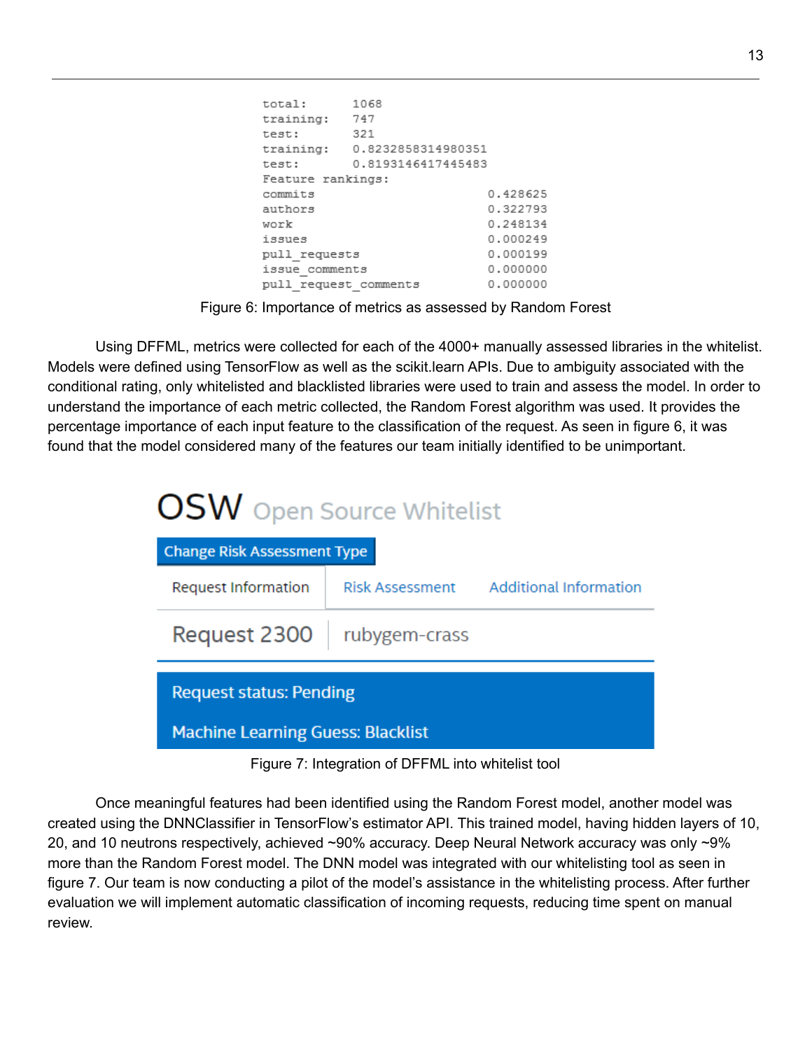```
total:      1068
training:   747
test:       321
training:   0.8232858314980351
test:       0.8193146417445483
Feature rankings:
commits                        0.428625
authors                        0.322793
work                           0.248134
issues                         0.000249
pull_requests                  0.000199
issue_comments                 0.000000
pull_request_comments          0.000000
```

Figure 6: Importance of metrics as assessed by Random Forest

Using DFFML, metrics were collected for each of the 4000+ manually assessed libraries in the whitelist. Models were defined using TensorFlow as well as the scikit.learn APIs. Due to ambiguity associated with the conditional rating, only whitelisted and blacklisted libraries were used to train and assess the model. In order to understand the importance of each metric collected, the Random Forest algorithm was used. It provides the percentage importance of each input feature to the classification of the request. As seen in figure 6, it was found that the model considered many of the features our team initially identified to be unimportant.

OSW Open Source Whitelist

Change Risk Assessment Type

Request Information | Risk Assessment | Additional Information

Request 2300 | rubygem-crass

Request status: Pending

Machine Learning Guess: Blacklist

Figure 7: Integration of DFFML into whitelist tool

Once meaningful features had been identified using the Random Forest model, another model was created using the DNNClassifier in TensorFlow's estimator API. This trained model, having hidden layers of 10, 20, and 10 neutrons respectively, achieved ~90% accuracy. Deep Neural Network accuracy was only ~9% more than the Random Forest model. The DNN model was integrated with our whitelisting tool as seen in figure 7. Our team is now conducting a pilot of the model's assistance in the whitelisting process. After further evaluation we will implement automatic classification of incoming requests, reducing time spent on manual review.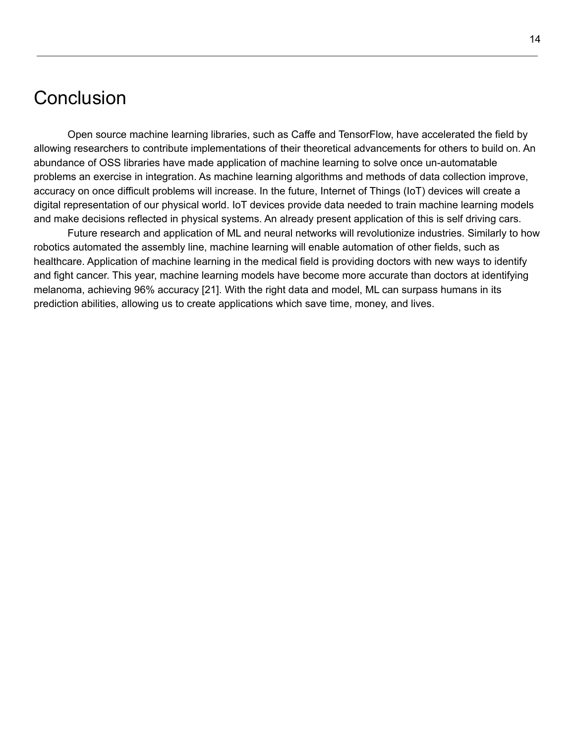# Conclusion

Open source machine learning libraries, such as Caffe and TensorFlow, have accelerated the field by allowing researchers to contribute implementations of their theoretical advancements for others to build on. An abundance of OSS libraries have made application of machine learning to solve once un-automatable problems an exercise in integration. As machine learning algorithms and methods of data collection improve, accuracy on once difficult problems will increase. In the future, Internet of Things (IoT) devices will create a digital representation of our physical world. IoT devices provide data needed to train machine learning models and make decisions reflected in physical systems. An already present application of this is self driving cars.

Future research and application of ML and neural networks will revolutionize industries. Similarly to how robotics automated the assembly line, machine learning will enable automation of other fields, such as healthcare. Application of machine learning in the medical field is providing doctors with new ways to identify and fight cancer. This year, machine learning models have become more accurate than doctors at identifying melanoma, achieving 96% accuracy [21]. With the right data and model, ML can surpass humans in its prediction abilities, allowing us to create applications which save time, money, and lives.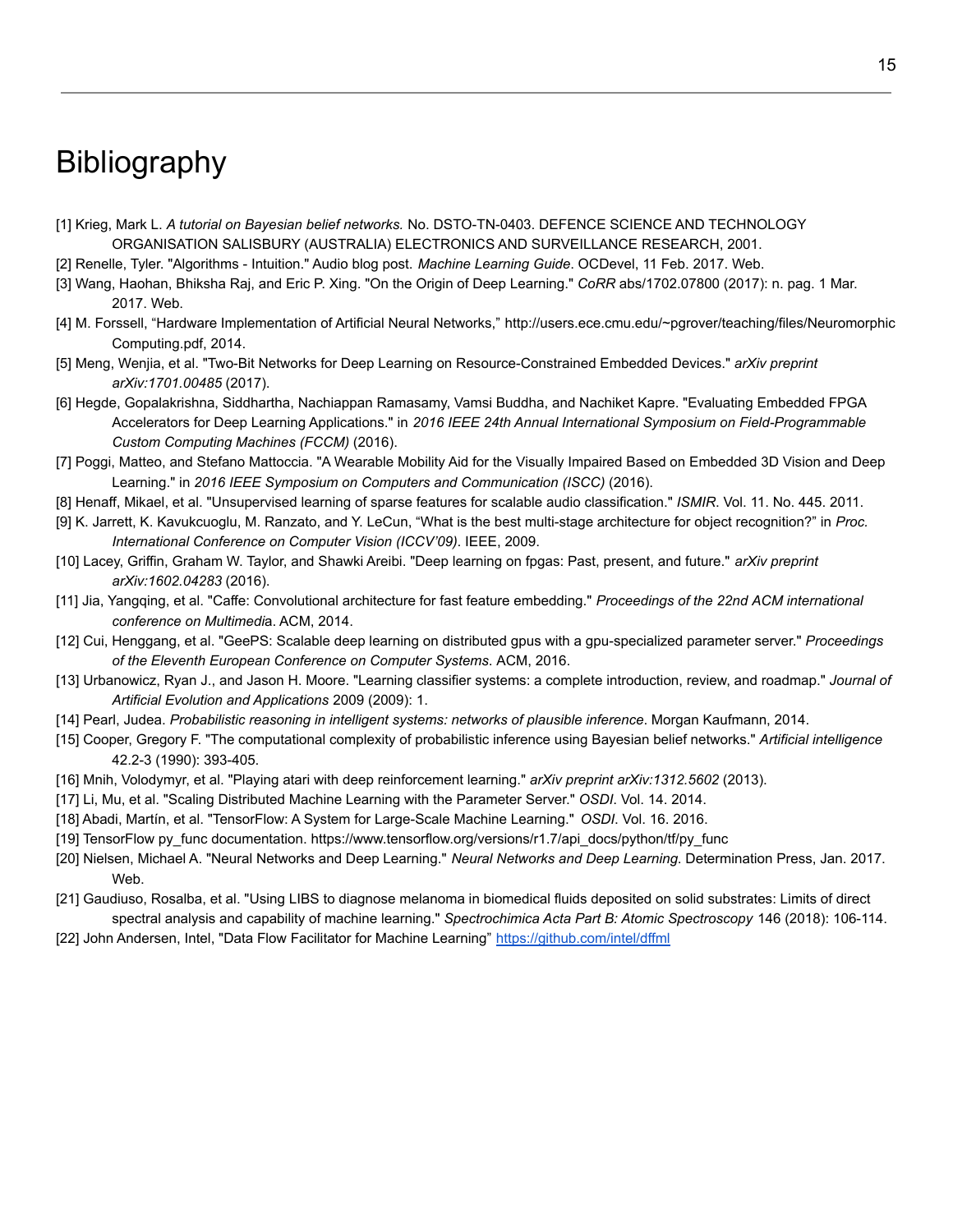# Bibliography

[1] Krieg, Mark L. *A tutorial on Bayesian belief networks.* No. DSTO-TN-0403. DEFENCE SCIENCE AND TECHNOLOGY ORGANISATION SALISBURY (AUSTRALIA) ELECTRONICS AND SURVEILLANCE RESEARCH, 2001.

[2] Renelle, Tyler. "Algorithms - Intuition." Audio blog post. *Machine Learning Guide*. OCDevel, 11 Feb. 2017. Web.

[3] Wang, Haohan, Bhiksha Raj, and Eric P. Xing. "On the Origin of Deep Learning." *CoRR* abs/1702.07800 (2017): n. pag. 1 Mar. 2017. Web.

[4] M. Forssell, "Hardware Implementation of Artificial Neural Networks," http://users.ece.cmu.edu/~pgrover/teaching/files/NeuromorphicComputing.pdf, 2014.

[5] Meng, Wenjia, et al. "Two-Bit Networks for Deep Learning on Resource-Constrained Embedded Devices." *arXiv preprint arXiv:1701.00485* (2017).

[6] Hegde, Gopalakrishna, Siddhartha, Nachiappan Ramasamy, Vamsi Buddha, and Nachiket Kapre. "Evaluating Embedded FPGA Accelerators for Deep Learning Applications." in *2016 IEEE 24th Annual International Symposium on Field-Programmable Custom Computing Machines (FCCM)* (2016).

[7] Poggi, Matteo, and Stefano Mattoccia. "A Wearable Mobility Aid for the Visually Impaired Based on Embedded 3D Vision and Deep Learning." in *2016 IEEE Symposium on Computers and Communication (ISCC)* (2016).

[8] Henaff, Mikael, et al. "Unsupervised learning of sparse features for scalable audio classification." *ISMIR*. Vol. 11. No. 445. 2011.

[9] K. Jarrett, K. Kavukcuoglu, M. Ranzato, and Y. LeCun, "What is the best multi-stage architecture for object recognition?" in *Proc. International Conference on Computer Vision (ICCV'09)*. IEEE, 2009.

[10] Lacey, Griffin, Graham W. Taylor, and Shawki Areibi. "Deep learning on fpgas: Past, present, and future." *arXiv preprint arXiv:1602.04283* (2016).

[11] Jia, Yangqing, et al. "Caffe: Convolutional architecture for fast feature embedding." *Proceedings of the 22nd ACM international conference on Multimedia*. ACM, 2014.

[12] Cui, Henggang, et al. "GeePS: Scalable deep learning on distributed gpus with a gpu-specialized parameter server." *Proceedings of the Eleventh European Conference on Computer Systems*. ACM, 2016.

[13] Urbanowicz, Ryan J., and Jason H. Moore. "Learning classifier systems: a complete introduction, review, and roadmap." *Journal of Artificial Evolution and Applications* 2009 (2009): 1.

[14] Pearl, Judea. *Probabilistic reasoning in intelligent systems: networks of plausible inference*. Morgan Kaufmann, 2014.

[15] Cooper, Gregory F. "The computational complexity of probabilistic inference using Bayesian belief networks." *Artificial intelligence* 42.2-3 (1990): 393-405.

[16] Mnih, Volodymyr, et al. "Playing atari with deep reinforcement learning." *arXiv preprint arXiv:1312.5602* (2013).

[17] Li, Mu, et al. "Scaling Distributed Machine Learning with the Parameter Server." *OSDI*. Vol. 14. 2014.

[18] Abadi, Martín, et al. "TensorFlow: A System for Large-Scale Machine Learning." *OSDI*. Vol. 16. 2016.

[19] TensorFlow py_func documentation. https://www.tensorflow.org/versions/r1.7/api_docs/python/tf/py_func

[20] Nielsen, Michael A. "Neural Networks and Deep Learning." *Neural Networks and Deep Learning.* Determination Press, Jan. 2017. Web.

[21] Gaudiuso, Rosalba, et al. "Using LIBS to diagnose melanoma in biomedical fluids deposited on solid substrates: Limits of direct spectral analysis and capability of machine learning." *Spectrochimica Acta Part B: Atomic Spectroscopy* 146 (2018): 106-114.

[22] John Andersen, Intel, "Data Flow Facilitator for Machine Learning" https://github.com/intel/dffml